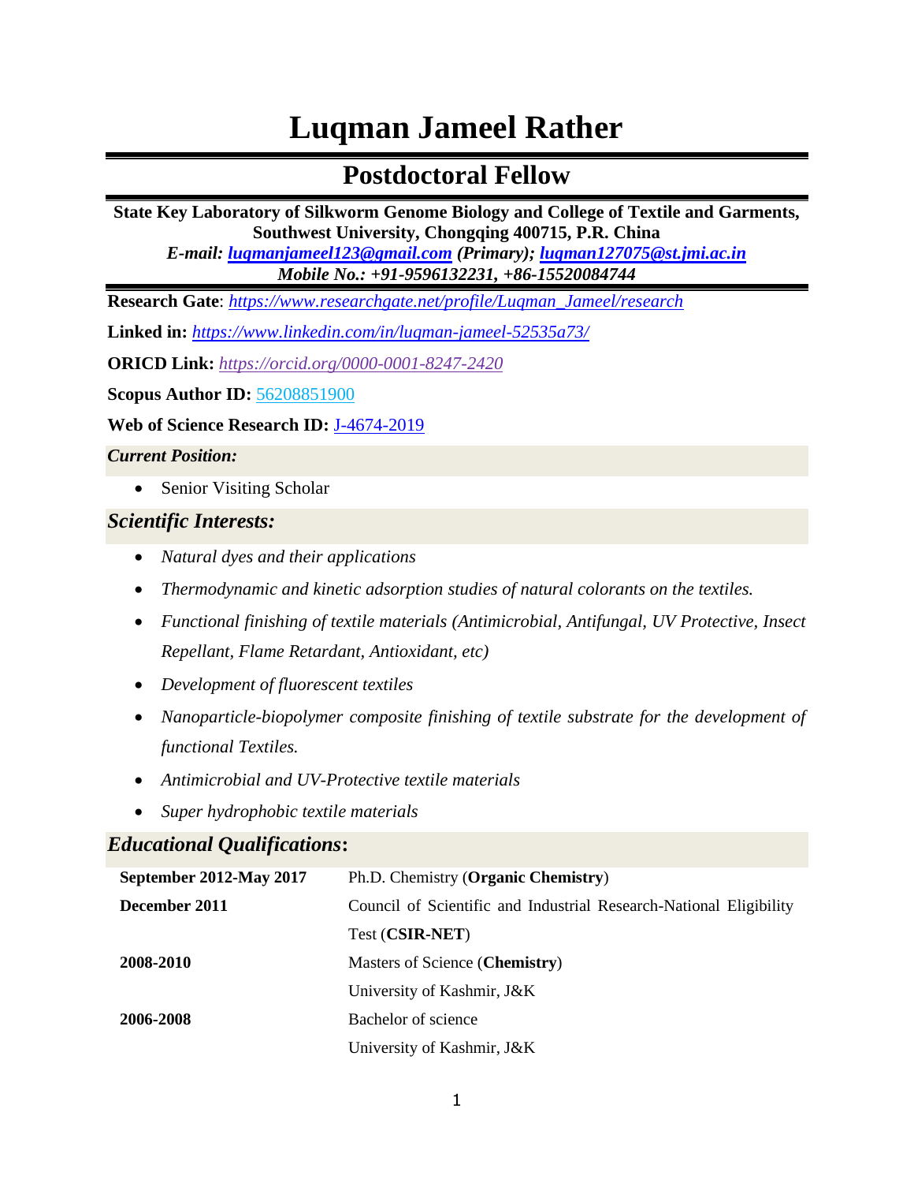# Luqman Jameel Rather

## Postdoctoral Fellow

**State Key Laboratory of Silkworm Genome Biology and College of Textile and Garments, Southwest University, Chongqing 400715, P.R. China**

***E-mail: luqmanjameel123@gmail.com (Primary); luqman127075@st.jmi.ac.in***

***Mobile No.: +91-9596132231, +86-15520084744***

**Research Gate**: *https://www.researchgate.net/profile/Luqman_Jameel/research*

**Linked in:** *https://www.linkedin.com/in/luqman-jameel-52535a73/*

**ORICD Link:** *https://orcid.org/0000-0001-8247-2420*

**Scopus Author ID:** 56208851900

**Web of Science Research ID:** J-4674-2019

### *Current Position:*

- Senior Visiting Scholar

### *Scientific Interests:*

- *Natural dyes and their applications*
- *Thermodynamic and kinetic adsorption studies of natural colorants on the textiles.*
- *Functional finishing of textile materials (Antimicrobial, Antifungal, UV Protective, Insect Repellant, Flame Retardant, Antioxidant, etc)*
- *Development of fluorescent textiles*
- *Nanoparticle-biopolymer composite finishing of textile substrate for the development of functional Textiles.*
- *Antimicrobial and UV-Protective textile materials*
- *Super hydrophobic textile materials*

### *Educational Qualifications***:**

| | |
|---|---|
| **September 2012-May 2017** | Ph.D. Chemistry (**Organic Chemistry**) |
| **December 2011** | Council of Scientific and Industrial Research-National Eligibility Test (**CSIR-NET**) |
| **2008-2010** | Masters of Science (**Chemistry**)<br>University of Kashmir, J&K |
| **2006-2008** | Bachelor of science<br>University of Kashmir, J&K |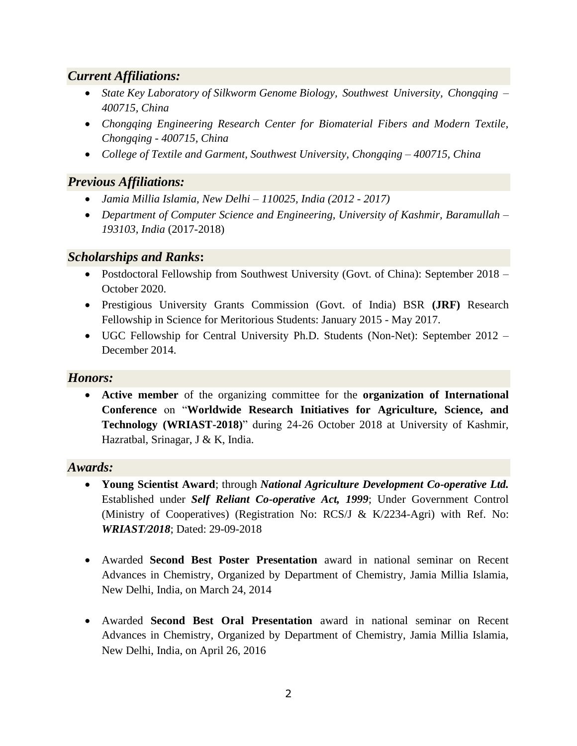## *Current Affiliations:*

- *State Key Laboratory of Silkworm Genome Biology, Southwest University, Chongqing – 400715, China*
- *Chongqing Engineering Research Center for Biomaterial Fibers and Modern Textile, Chongqing - 400715, China*
- *College of Textile and Garment, Southwest University, Chongqing – 400715, China*

## *Previous Affiliations:*

- *Jamia Millia Islamia, New Delhi – 110025, India (2012 - 2017)*
- *Department of Computer Science and Engineering, University of Kashmir, Baramullah – 193103, India* (2017-2018)

## *Scholarships and Ranks*:

- Postdoctoral Fellowship from Southwest University (Govt. of China): September 2018 – October 2020.
- Prestigious University Grants Commission (Govt. of India) BSR **(JRF)** Research Fellowship in Science for Meritorious Students: January 2015 - May 2017.
- UGC Fellowship for Central University Ph.D. Students (Non-Net): September 2012 – December 2014.

## *Honors:*

- **Active member** of the organizing committee for the **organization of International Conference** on "**Worldwide Research Initiatives for Agriculture, Science, and Technology (WRIAST-2018)**" during 24-26 October 2018 at University of Kashmir, Hazratbal, Srinagar, J & K, India.

## *Awards:*

- **Young Scientist Award**; through ***National Agriculture Development Co-operative Ltd.*** Established under ***Self Reliant Co-operative Act, 1999***; Under Government Control (Ministry of Cooperatives) (Registration No: RCS/J & K/2234-Agri) with Ref. No: ***WRIAST/2018***; Dated: 29-09-2018

- Awarded **Second Best Poster Presentation** award in national seminar on Recent Advances in Chemistry, Organized by Department of Chemistry, Jamia Millia Islamia, New Delhi, India, on March 24, 2014

- Awarded **Second Best Oral Presentation** award in national seminar on Recent Advances in Chemistry, Organized by Department of Chemistry, Jamia Millia Islamia, New Delhi, India, on April 26, 2016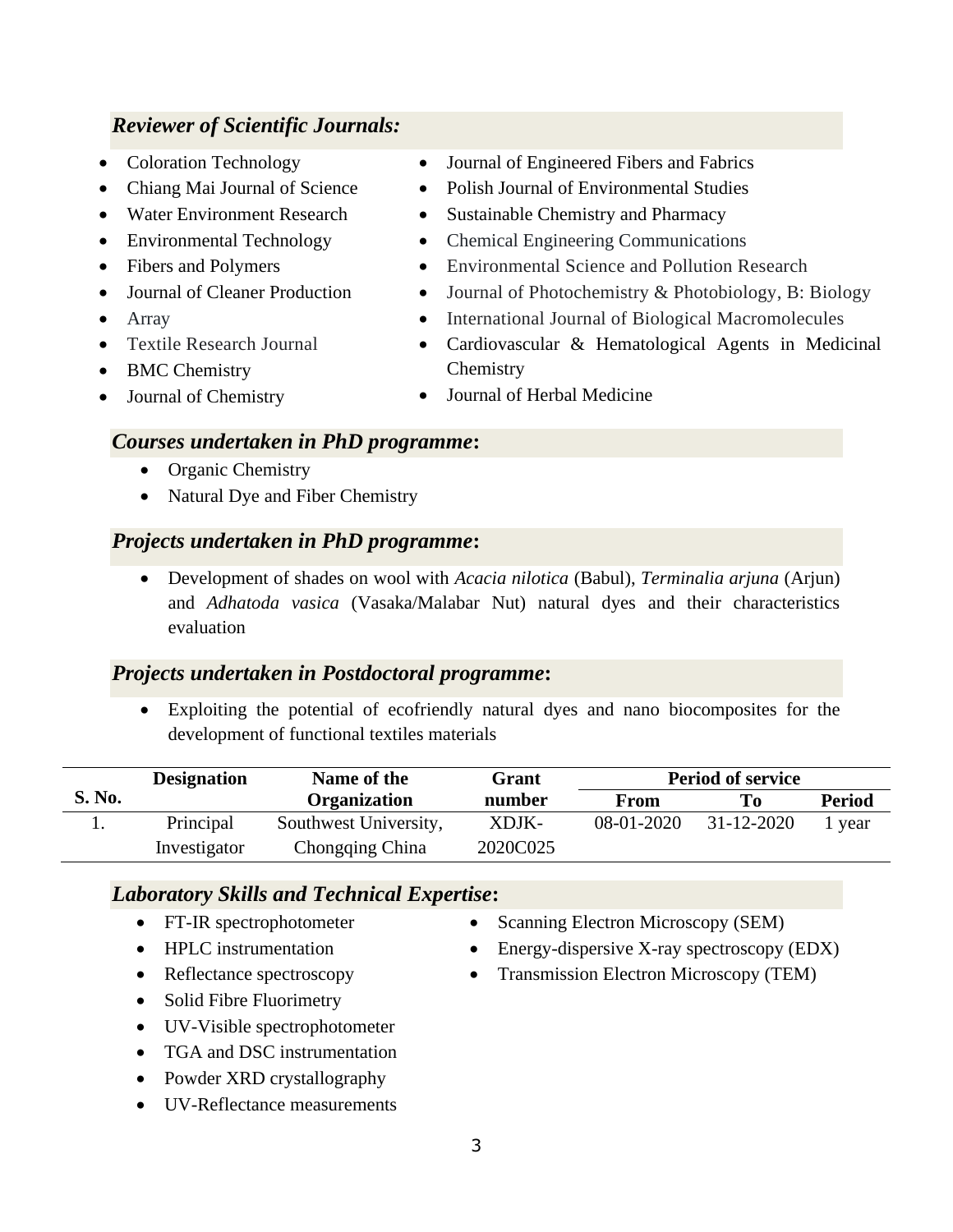## *Reviewer of Scientific Journals:*

- Coloration Technology
- Chiang Mai Journal of Science
- Water Environment Research
- Environmental Technology
- Fibers and Polymers
- Journal of Cleaner Production
- Array
- Textile Research Journal
- BMC Chemistry
- Journal of Chemistry
- Journal of Engineered Fibers and Fabrics
- Polish Journal of Environmental Studies
- Sustainable Chemistry and Pharmacy
- Chemical Engineering Communications
- Environmental Science and Pollution Research
- Journal of Photochemistry & Photobiology, B: Biology
- International Journal of Biological Macromolecules
- Cardiovascular & Hematological Agents in Medicinal Chemistry
- Journal of Herbal Medicine

## *Courses undertaken in PhD programme***:**

- Organic Chemistry
- Natural Dye and Fiber Chemistry

## *Projects undertaken in PhD programme***:**

- Development of shades on wool with *Acacia nilotica* (Babul), *Terminalia arjuna* (Arjun) and *Adhatoda vasica* (Vasaka/Malabar Nut) natural dyes and their characteristics evaluation

## *Projects undertaken in Postdoctoral programme***:**

- Exploiting the potential of ecofriendly natural dyes and nano biocomposites for the development of functional textiles materials

| S. No. | Designation | Name of the Organization | Grant number | Period of service | | |
|---|---|---|---|---|---|---|
| | | | | From | To | Period |
| 1. | Principal Investigator | Southwest University, Chongqing China | XDJK-2020C025 | 08-01-2020 | 31-12-2020 | 1 year |

## *Laboratory Skills and Technical Expertise***:**

- FT-IR spectrophotometer
- HPLC instrumentation
- Reflectance spectroscopy
- Solid Fibre Fluorimetry
- UV-Visible spectrophotometer
- TGA and DSC instrumentation
- Powder XRD crystallography
- UV-Reflectance measurements
- Scanning Electron Microscopy (SEM)
- Energy-dispersive X-ray spectroscopy (EDX)
- Transmission Electron Microscopy (TEM)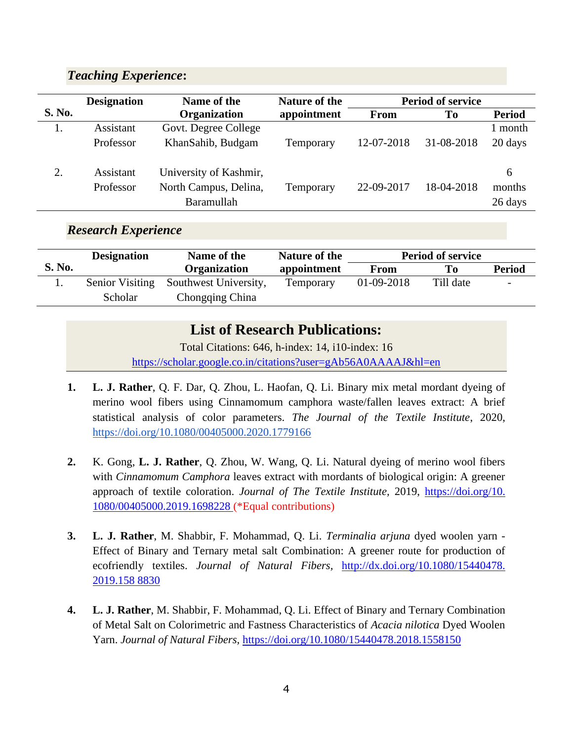### *Teaching Experience*:

| S. No. | Designation | Name of the Organization | Nature of the appointment | Period of service | | |
|---|---|---|---|---|---|---|
| | | | | From | To | Period |
| 1. | Assistant Professor | Govt. Degree College KhanSahib, Budgam | Temporary | 12-07-2018 | 31-08-2018 | 1 month 20 days |
| 2. | Assistant Professor | University of Kashmir, North Campus, Delina, Baramullah | Temporary | 22-09-2017 | 18-04-2018 | 6 months 26 days |

### *Research Experience*

| S. No. | Designation | Name of the Organization | Nature of the appointment | Period of service | | |
|---|---|---|---|---|---|---|
| | | | | From | To | Period |
| 1. | Senior Visiting Scholar | Southwest University, Chongqing China | Temporary | 01-09-2018 | Till date | - |

## List of Research Publications:

Total Citations: 646, h-index: 14, i10-index: 16

https://scholar.google.co.in/citations?user=gAb56A0AAAAJ&hl=en

1. **L. J. Rather**, Q. F. Dar, Q. Zhou, L. Haofan, Q. Li. Binary mix metal mordant dyeing of merino wool fibers using Cinnamomum camphora waste/fallen leaves extract: A brief statistical analysis of color parameters. *The Journal of the Textile Institute*, 2020, https://doi.org/10.1080/00405000.2020.1779166

2. K. Gong, **L. J. Rather**, Q. Zhou, W. Wang, Q. Li. Natural dyeing of merino wool fibers with *Cinnamomum Camphora* leaves extract with mordants of biological origin: A greener approach of textile coloration. *Journal of The Textile Institute*, 2019, https://doi.org/10.1080/00405000.2019.1698228 (*Equal contributions)

3. **L. J. Rather**, M. Shabbir, F. Mohammad, Q. Li. *Terminalia arjuna* dyed woolen yarn - Effect of Binary and Ternary metal salt Combination: A greener route for production of ecofriendly textiles. *Journal of Natural Fibers*, http://dx.doi.org/10.1080/15440478.2019.158 8830

4. **L. J. Rather**, M. Shabbir, F. Mohammad, Q. Li. Effect of Binary and Ternary Combination of Metal Salt on Colorimetric and Fastness Characteristics of *Acacia nilotica* Dyed Woolen Yarn. *Journal of Natural Fibers*, https://doi.org/10.1080/15440478.2018.1558150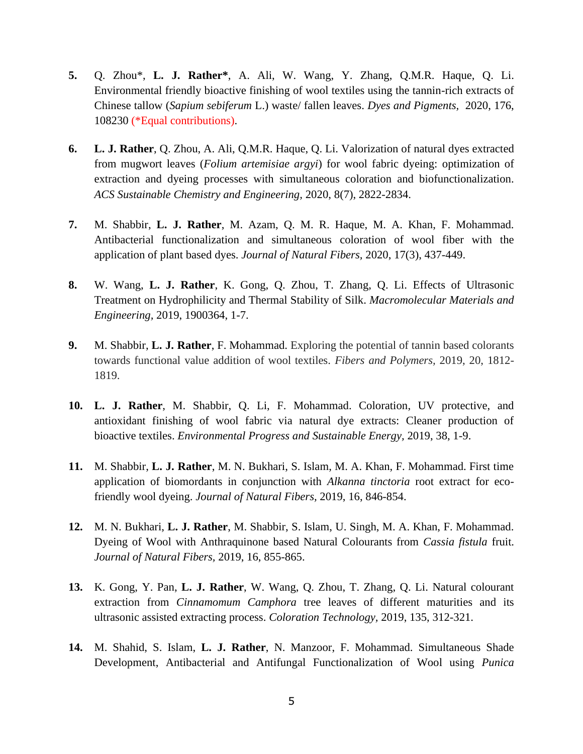5. Q. Zhou*, **L. J. Rather***, A. Ali, W. Wang, Y. Zhang, Q.M.R. Haque, Q. Li. Environmental friendly bioactive finishing of wool textiles using the tannin-rich extracts of Chinese tallow (*Sapium sebiferum* L.) waste/ fallen leaves. *Dyes and Pigments,* 2020, 176, 108230 (*Equal contributions).

6. **L. J. Rather**, Q. Zhou, A. Ali, Q.M.R. Haque, Q. Li. Valorization of natural dyes extracted from mugwort leaves (*Folium artemisiae argyi*) for wool fabric dyeing: optimization of extraction and dyeing processes with simultaneous coloration and biofunctionalization. *ACS Sustainable Chemistry and Engineering,* 2020, 8(7), 2822-2834.

7. M. Shabbir, **L. J. Rather**, M. Azam, Q. M. R. Haque, M. A. Khan, F. Mohammad. Antibacterial functionalization and simultaneous coloration of wool fiber with the application of plant based dyes. *Journal of Natural Fibers,* 2020, 17(3), 437-449.

8. W. Wang, **L. J. Rather**, K. Gong, Q. Zhou, T. Zhang, Q. Li. Effects of Ultrasonic Treatment on Hydrophilicity and Thermal Stability of Silk. *Macromolecular Materials and Engineering,* 2019, 1900364, 1-7.

9. M. Shabbir, **L. J. Rather**, F. Mohammad. Exploring the potential of tannin based colorants towards functional value addition of wool textiles. *Fibers and Polymers,* 2019, 20, 1812-1819.

10. **L. J. Rather**, M. Shabbir, Q. Li, F. Mohammad. Coloration, UV protective, and antioxidant finishing of wool fabric via natural dye extracts: Cleaner production of bioactive textiles. *Environmental Progress and Sustainable Energy,* 2019, 38, 1-9.

11. M. Shabbir, **L. J. Rather**, M. N. Bukhari, S. Islam, M. A. Khan, F. Mohammad. First time application of biomordants in conjunction with *Alkanna tinctoria* root extract for eco-friendly wool dyeing. *Journal of Natural Fibers,* 2019, 16, 846-854.

12. M. N. Bukhari, **L. J. Rather**, M. Shabbir, S. Islam, U. Singh, M. A. Khan, F. Mohammad. Dyeing of Wool with Anthraquinone based Natural Colourants from *Cassia fistula* fruit. *Journal of Natural Fibers,* 2019, 16, 855-865.

13. K. Gong, Y. Pan, **L. J. Rather**, W. Wang, Q. Zhou, T. Zhang, Q. Li. Natural colourant extraction from *Cinnamomum Camphora* tree leaves of different maturities and its ultrasonic assisted extracting process. *Coloration Technology,* 2019, 135, 312-321.

14. M. Shahid, S. Islam, **L. J. Rather**, N. Manzoor, F. Mohammad. Simultaneous Shade Development, Antibacterial and Antifungal Functionalization of Wool using *Punica*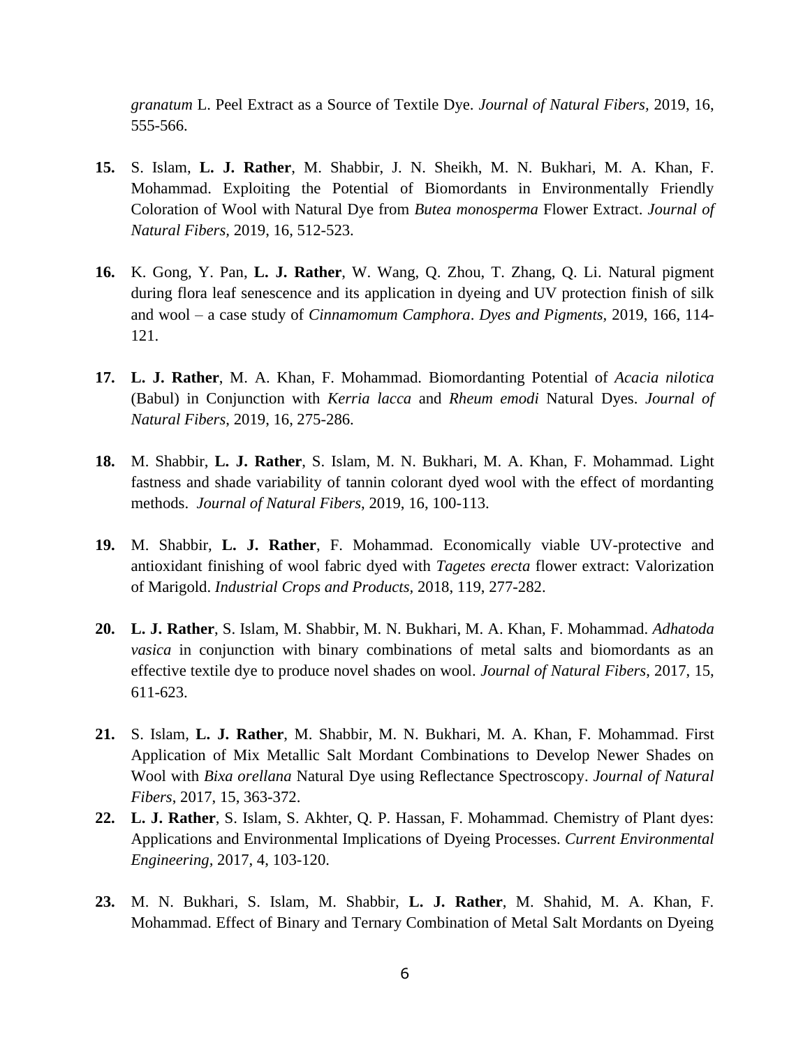*granatum* L. Peel Extract as a Source of Textile Dye. *Journal of Natural Fibers,* 2019, 16, 555-566.

**15.** S. Islam, **L. J. Rather**, M. Shabbir, J. N. Sheikh, M. N. Bukhari, M. A. Khan, F. Mohammad. Exploiting the Potential of Biomordants in Environmentally Friendly Coloration of Wool with Natural Dye from *Butea monosperma* Flower Extract. *Journal of Natural Fibers,* 2019, 16, 512-523.

**16.** K. Gong, Y. Pan, **L. J. Rather**, W. Wang, Q. Zhou, T. Zhang, Q. Li. Natural pigment during flora leaf senescence and its application in dyeing and UV protection finish of silk and wool – a case study of *Cinnamomum Camphora*. *Dyes and Pigments,* 2019, 166, 114-121.

**17.** **L. J. Rather**, M. A. Khan, F. Mohammad. Biomordanting Potential of *Acacia nilotica* (Babul) in Conjunction with *Kerria lacca* and *Rheum emodi* Natural Dyes. *Journal of Natural Fibers*, 2019, 16, 275-286.

**18.** M. Shabbir, **L. J. Rather**, S. Islam, M. N. Bukhari, M. A. Khan, F. Mohammad. Light fastness and shade variability of tannin colorant dyed wool with the effect of mordanting methods. *Journal of Natural Fibers,* 2019, 16, 100-113.

**19.** M. Shabbir, **L. J. Rather**, F. Mohammad. Economically viable UV-protective and antioxidant finishing of wool fabric dyed with *Tagetes erecta* flower extract: Valorization of Marigold. *Industrial Crops and Products,* 2018, 119, 277-282.

**20.** **L. J. Rather**, S. Islam, M. Shabbir, M. N. Bukhari, M. A. Khan, F. Mohammad. *Adhatoda vasica* in conjunction with binary combinations of metal salts and biomordants as an effective textile dye to produce novel shades on wool. *Journal of Natural Fibers*, 2017, 15, 611-623.

**21.** S. Islam, **L. J. Rather**, M. Shabbir, M. N. Bukhari, M. A. Khan, F. Mohammad. First Application of Mix Metallic Salt Mordant Combinations to Develop Newer Shades on Wool with *Bixa orellana* Natural Dye using Reflectance Spectroscopy. *Journal of Natural Fibers*, 2017, 15, 363-372.

**22.** **L. J. Rather**, S. Islam, S. Akhter, Q. P. Hassan, F. Mohammad. Chemistry of Plant dyes: Applications and Environmental Implications of Dyeing Processes. *Current Environmental Engineering,* 2017, 4, 103-120.

**23.** M. N. Bukhari, S. Islam, M. Shabbir, **L. J. Rather**, M. Shahid, M. A. Khan, F. Mohammad. Effect of Binary and Ternary Combination of Metal Salt Mordants on Dyeing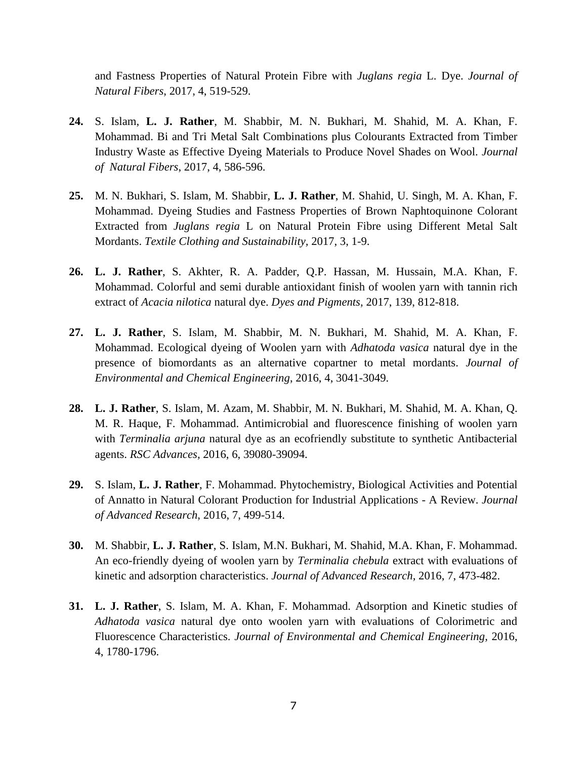and Fastness Properties of Natural Protein Fibre with *Juglans regia* L. Dye. *Journal of Natural Fibers*, 2017, 4, 519-529.

**24.** S. Islam, **L. J. Rather**, M. Shabbir, M. N. Bukhari, M. Shahid, M. A. Khan, F. Mohammad. Bi and Tri Metal Salt Combinations plus Colourants Extracted from Timber Industry Waste as Effective Dyeing Materials to Produce Novel Shades on Wool. *Journal of Natural Fibers*, 2017, 4, 586-596.

**25.** M. N. Bukhari, S. Islam, M. Shabbir, **L. J. Rather**, M. Shahid, U. Singh, M. A. Khan, F. Mohammad. Dyeing Studies and Fastness Properties of Brown Naphtoquinone Colorant Extracted from *Juglans regia* L on Natural Protein Fibre using Different Metal Salt Mordants. *Textile Clothing and Sustainability*, 2017, 3, 1-9.

**26.** **L. J. Rather**, S. Akhter, R. A. Padder, Q.P. Hassan, M. Hussain, M.A. Khan, F. Mohammad. Colorful and semi durable antioxidant finish of woolen yarn with tannin rich extract of *Acacia nilotica* natural dye. *Dyes and Pigments*, 2017, 139, 812-818.

**27.** **L. J. Rather**, S. Islam, M. Shabbir, M. N. Bukhari, M. Shahid, M. A. Khan, F. Mohammad. Ecological dyeing of Woolen yarn with *Adhatoda vasica* natural dye in the presence of biomordants as an alternative copartner to metal mordants. *Journal of Environmental and Chemical Engineering*, 2016, 4, 3041-3049.

**28.** **L. J. Rather**, S. Islam, M. Azam, M. Shabbir, M. N. Bukhari, M. Shahid, M. A. Khan, Q. M. R. Haque, F. Mohammad. Antimicrobial and fluorescence finishing of woolen yarn with *Terminalia arjuna* natural dye as an ecofriendly substitute to synthetic Antibacterial agents. *RSC Advances*, 2016, 6, 39080-39094.

**29.** S. Islam, **L. J. Rather**, F. Mohammad. Phytochemistry, Biological Activities and Potential of Annatto in Natural Colorant Production for Industrial Applications - A Review. *Journal of Advanced Research*, 2016, 7, 499-514.

**30.** M. Shabbir, **L. J. Rather**, S. Islam, M.N. Bukhari, M. Shahid, M.A. Khan, F. Mohammad. An eco-friendly dyeing of woolen yarn by *Terminalia chebula* extract with evaluations of kinetic and adsorption characteristics. *Journal of Advanced Research*, 2016, 7, 473-482.

**31.** **L. J. Rather**, S. Islam, M. A. Khan, F. Mohammad. Adsorption and Kinetic studies of *Adhatoda vasica* natural dye onto woolen yarn with evaluations of Colorimetric and Fluorescence Characteristics. *Journal of Environmental and Chemical Engineering*, 2016, 4, 1780-1796.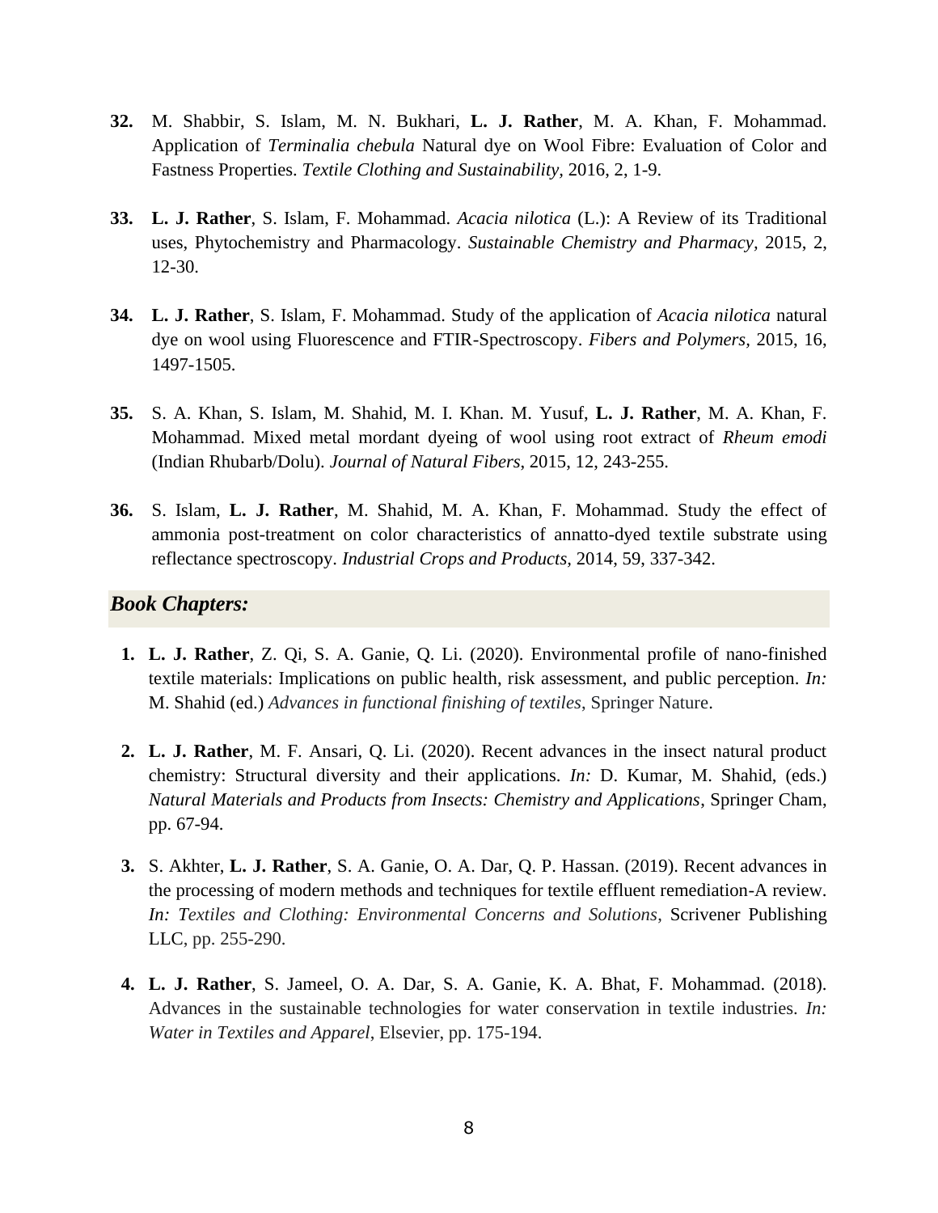32. M. Shabbir, S. Islam, M. N. Bukhari, **L. J. Rather**, M. A. Khan, F. Mohammad. Application of ***Terminalia chebula*** Natural dye on Wool Fibre: Evaluation of Color and Fastness Properties. *Textile Clothing and Sustainability*, 2016, 2, 1-9.

33. **L. J. Rather**, S. Islam, F. Mohammad. *Acacia nilotica* (L.): A Review of its Traditional uses, Phytochemistry and Pharmacology. *Sustainable Chemistry and Pharmacy*, 2015, 2, 12-30.

34. **L. J. Rather**, S. Islam, F. Mohammad. Study of the application of *Acacia nilotica* natural dye on wool using Fluorescence and FTIR-Spectroscopy. *Fibers and Polymers*, 2015, 16, 1497-1505.

35. S. A. Khan, S. Islam, M. Shahid, M. I. Khan. M. Yusuf, **L. J. Rather**, M. A. Khan, F. Mohammad. Mixed metal mordant dyeing of wool using root extract of *Rheum emodi* (Indian Rhubarb/Dolu). *Journal of Natural Fibers*, 2015, 12, 243-255.

36. S. Islam, **L. J. Rather**, M. Shahid, M. A. Khan, F. Mohammad. Study the effect of ammonia post-treatment on color characteristics of annatto-dyed textile substrate using reflectance spectroscopy. *Industrial Crops and Products*, 2014, 59, 337-342.

## ***Book Chapters:***

1. **L. J. Rather**, Z. Qi, S. A. Ganie, Q. Li. (2020). Environmental profile of nano-finished textile materials: Implications on public health, risk assessment, and public perception. *In:* M. Shahid (ed.) *Advances in functional finishing of textiles*, Springer Nature.

2. **L. J. Rather**, M. F. Ansari, Q. Li. (2020). Recent advances in the insect natural product chemistry: Structural diversity and their applications. *In:* D. Kumar, M. Shahid, (eds.) *Natural Materials and Products from Insects: Chemistry and Applications*, Springer Cham, pp. 67-94.

3. S. Akhter, **L. J. Rather**, S. A. Ganie, O. A. Dar, Q. P. Hassan. (2019). Recent advances in the processing of modern methods and techniques for textile effluent remediation-A review. *In: Textiles and Clothing: Environmental Concerns and Solutions*, Scrivener Publishing LLC, pp. 255-290.

4. **L. J. Rather**, S. Jameel, O. A. Dar, S. A. Ganie, K. A. Bhat, F. Mohammad. (2018). Advances in the sustainable technologies for water conservation in textile industries. *In: Water in Textiles and Apparel*, Elsevier, pp. 175-194.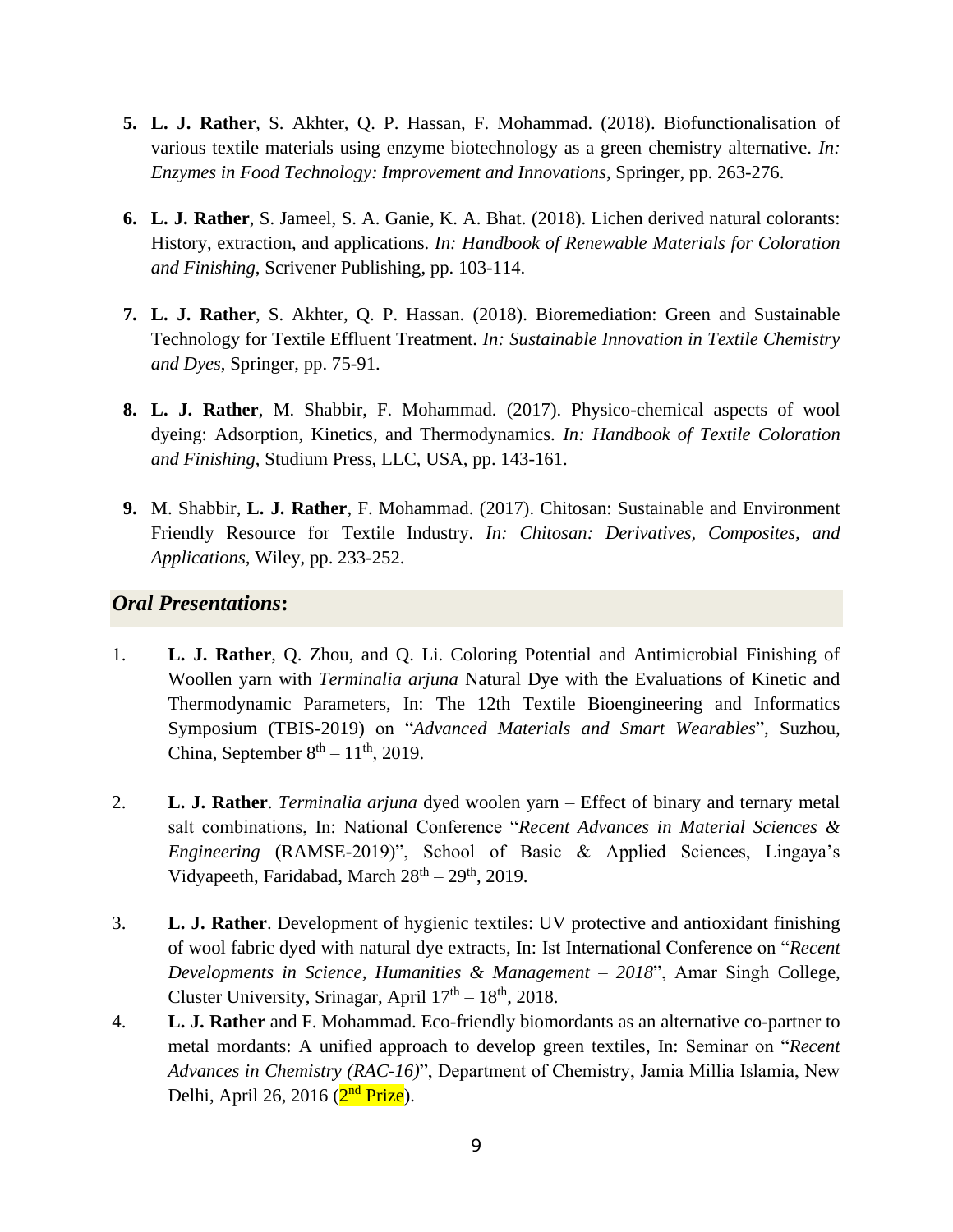5. **L. J. Rather**, S. Akhter, Q. P. Hassan, F. Mohammad. (2018). Biofunctionalisation of various textile materials using enzyme biotechnology as a green chemistry alternative. *In: Enzymes in Food Technology: Improvement and Innovations*, Springer, pp. 263-276.

6. **L. J. Rather**, S. Jameel, S. A. Ganie, K. A. Bhat. (2018). Lichen derived natural colorants: History, extraction, and applications. *In: Handbook of Renewable Materials for Coloration and Finishing*, Scrivener Publishing, pp. 103-114.

7. **L. J. Rather**, S. Akhter, Q. P. Hassan. (2018). Bioremediation: Green and Sustainable Technology for Textile Effluent Treatment. *In: Sustainable Innovation in Textile Chemistry and Dyes*, Springer, pp. 75-91.

8. **L. J. Rather**, M. Shabbir, F. Mohammad. (2017). Physico-chemical aspects of wool dyeing: Adsorption, Kinetics, and Thermodynamics. *In: Handbook of Textile Coloration and Finishing*, Studium Press, LLC, USA, pp. 143-161.

9. M. Shabbir, **L. J. Rather**, F. Mohammad. (2017). Chitosan: Sustainable and Environment Friendly Resource for Textile Industry. *In: Chitosan: Derivatives, Composites, and Applications*, Wiley, pp. 233-252.

## *Oral Presentations*:

1. **L. J. Rather**, Q. Zhou, and Q. Li. Coloring Potential and Antimicrobial Finishing of Woollen yarn with *Terminalia arjuna* Natural Dye with the Evaluations of Kinetic and Thermodynamic Parameters, In: The 12th Textile Bioengineering and Informatics Symposium (TBIS-2019) on "*Advanced Materials and Smart Wearables*", Suzhou, China, September 8th – 11th, 2019.

2. **L. J. Rather**. *Terminalia arjuna* dyed woolen yarn – Effect of binary and ternary metal salt combinations, In: National Conference "*Recent Advances in Material Sciences & Engineering* (RAMSE-2019)", School of Basic & Applied Sciences, Lingaya's Vidyapeeth, Faridabad, March 28th – 29th, 2019.

3. **L. J. Rather**. Development of hygienic textiles: UV protective and antioxidant finishing of wool fabric dyed with natural dye extracts, In: Ist International Conference on "*Recent Developments in Science, Humanities & Management – 2018*", Amar Singh College, Cluster University, Srinagar, April 17th – 18th, 2018.

4. **L. J. Rather** and F. Mohammad. Eco-friendly biomordants as an alternative co-partner to metal mordants: A unified approach to develop green textiles, In: Seminar on "*Recent Advances in Chemistry (RAC-16)*", Department of Chemistry, Jamia Millia Islamia, New Delhi, April 26, 2016 (2nd Prize).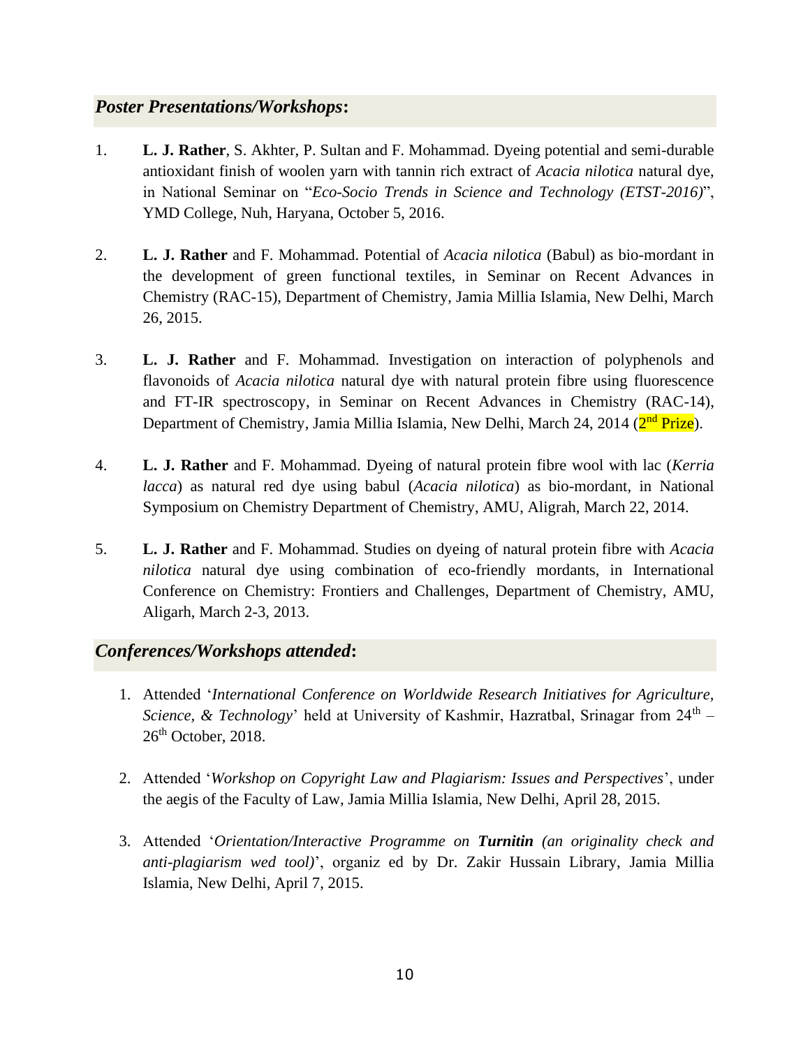## *Poster Presentations/Workshops*:

1. **L. J. Rather**, S. Akhter, P. Sultan and F. Mohammad. Dyeing potential and semi-durable antioxidant finish of woolen yarn with tannin rich extract of *Acacia nilotica* natural dye, in National Seminar on "*Eco-Socio Trends in Science and Technology (ETST-2016)*", YMD College, Nuh, Haryana, October 5, 2016.

2. **L. J. Rather** and F. Mohammad. Potential of *Acacia nilotica* (Babul) as bio-mordant in the development of green functional textiles, in Seminar on Recent Advances in Chemistry (RAC-15), Department of Chemistry, Jamia Millia Islamia, New Delhi, March 26, 2015.

3. **L. J. Rather** and F. Mohammad. Investigation on interaction of polyphenols and flavonoids of *Acacia nilotica* natural dye with natural protein fibre using fluorescence and FT-IR spectroscopy, in Seminar on Recent Advances in Chemistry (RAC-14), Department of Chemistry, Jamia Millia Islamia, New Delhi, March 24, 2014 (2nd Prize).

4. **L. J. Rather** and F. Mohammad. Dyeing of natural protein fibre wool with lac (*Kerria lacca*) as natural red dye using babul (*Acacia nilotica*) as bio-mordant, in National Symposium on Chemistry Department of Chemistry, AMU, Aligrah, March 22, 2014.

5. **L. J. Rather** and F. Mohammad. Studies on dyeing of natural protein fibre with *Acacia nilotica* natural dye using combination of eco-friendly mordants, in International Conference on Chemistry: Frontiers and Challenges, Department of Chemistry, AMU, Aligarh, March 2-3, 2013.

## *Conferences/Workshops attended*:

1. Attended '*International Conference on Worldwide Research Initiatives for Agriculture, Science, & Technology*' held at University of Kashmir, Hazratbal, Srinagar from 24th – 26th October, 2018.

2. Attended '*Workshop on Copyright Law and Plagiarism: Issues and Perspectives*', under the aegis of the Faculty of Law, Jamia Millia Islamia, New Delhi, April 28, 2015.

3. Attended '*Orientation/Interactive Programme on **Turnitin** (an originality check and anti-plagiarism wed tool)*', organiz ed by Dr. Zakir Hussain Library, Jamia Millia Islamia, New Delhi, April 7, 2015.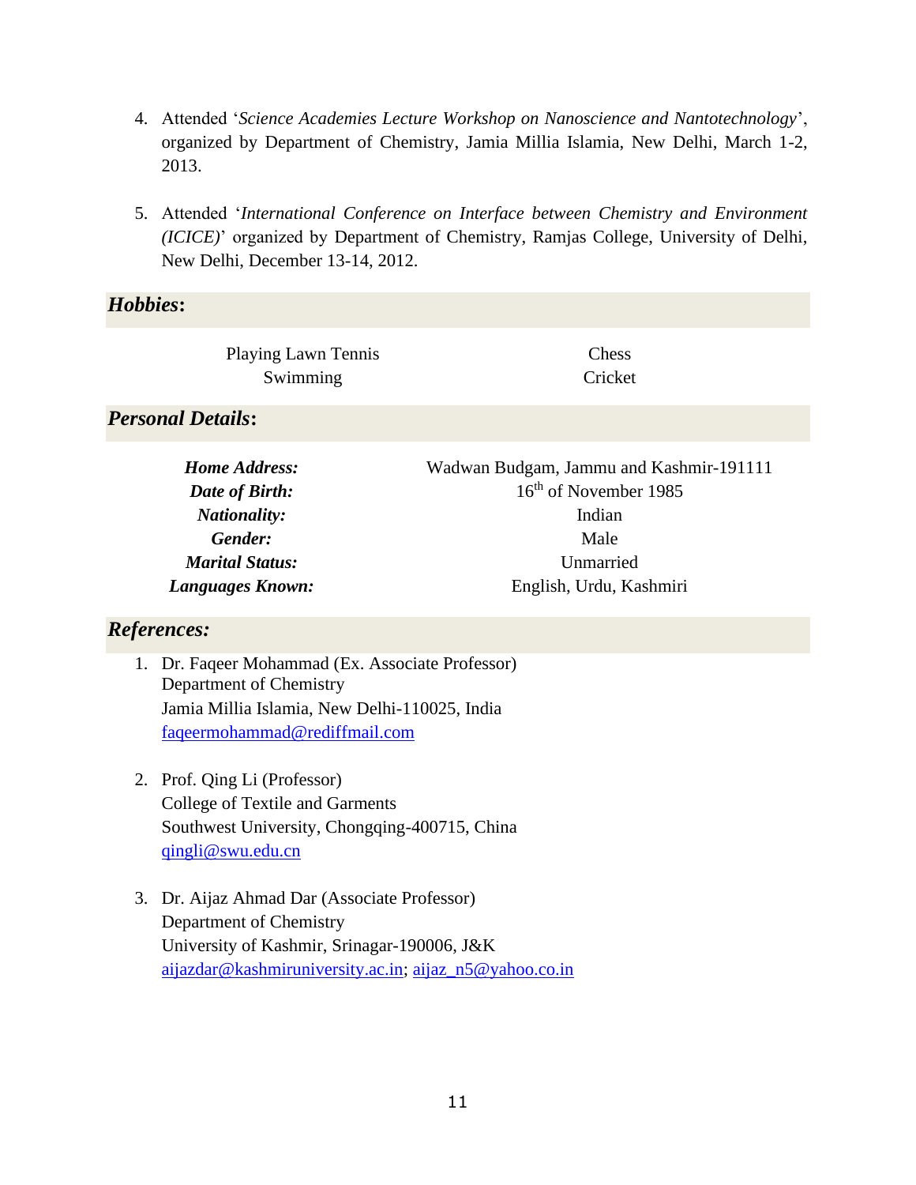4. Attended '*Science Academies Lecture Workshop on Nanoscience and Nantotechnology*', organized by Department of Chemistry, Jamia Millia Islamia, New Delhi, March 1-2, 2013.

5. Attended '*International Conference on Interface between Chemistry and Environment (ICICE)*' organized by Department of Chemistry, Ramjas College, University of Delhi, New Delhi, December 13-14, 2012.

## *Hobbies*:

| | |
|---|---|
| Playing Lawn Tennis | Chess |
| Swimming | Cricket |

## *Personal Details*:

| | |
|---|---|
| ***Home Address:*** | Wadwan Budgam, Jammu and Kashmir-191111 |
| ***Date of Birth:*** | 16th of November 1985 |
| ***Nationality:*** | Indian |
| ***Gender:*** | Male |
| ***Marital Status:*** | Unmarried |
| ***Languages Known:*** | English, Urdu, Kashmiri |

## *References:*

1. Dr. Faqeer Mohammad (Ex. Associate Professor)
   Department of Chemistry
   Jamia Millia Islamia, New Delhi-110025, India
   faqeermohammad@rediffmail.com

2. Prof. Qing Li (Professor)
   College of Textile and Garments
   Southwest University, Chongqing-400715, China
   qingli@swu.edu.cn

3. Dr. Aijaz Ahmad Dar (Associate Professor)
   Department of Chemistry
   University of Kashmir, Srinagar-190006, J&K
   aijazdar@kashmiruniversity.ac.in; aijaz_n5@yahoo.co.in